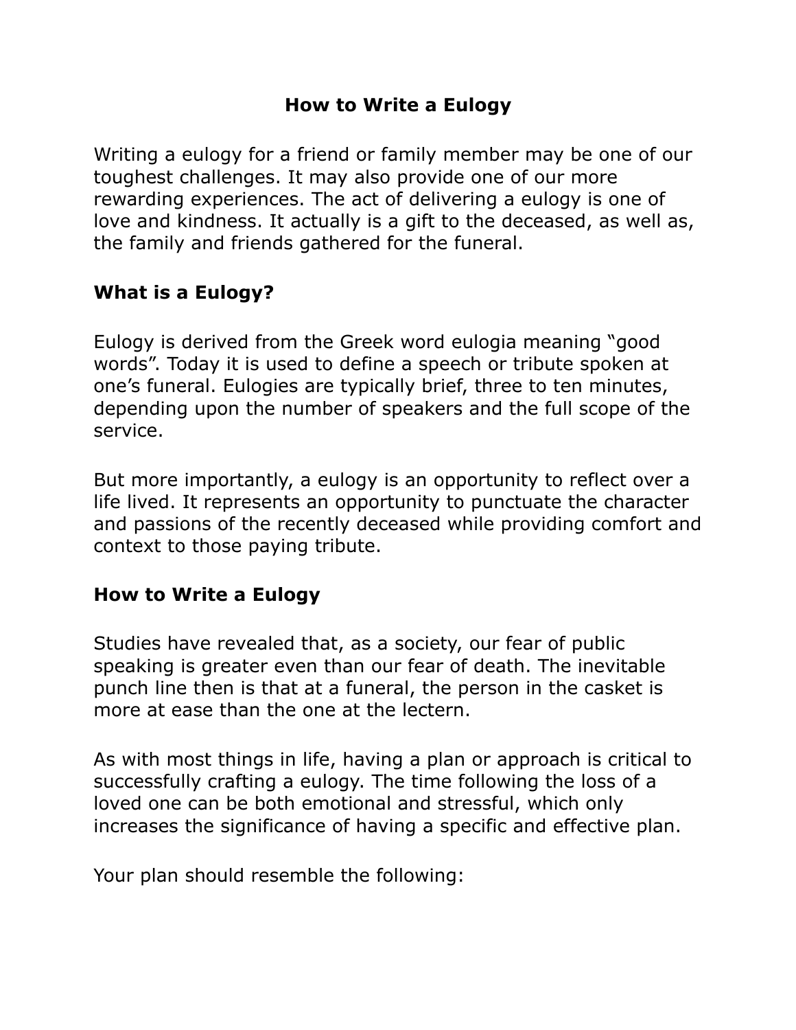# How to Write a Eulogy

Writing a eulogy for a friend or family member may be one of our toughest challenges. It may also provide one of our more rewarding experiences. The act of delivering a eulogy is one of love and kindness. It actually is a gift to the deceased, as well as, the family and friends gathered for the funeral.

## What is a Eulogy?

Eulogy is derived from the Greek word eulogia meaning “good words”. Today it is used to define a speech or tribute spoken at one’s funeral. Eulogies are typically brief, three to ten minutes, depending upon the number of speakers and the full scope of the service.

But more importantly, a eulogy is an opportunity to reflect over a life lived. It represents an opportunity to punctuate the character and passions of the recently deceased while providing comfort and context to those paying tribute.

## How to Write a Eulogy

Studies have revealed that, as a society, our fear of public speaking is greater even than our fear of death. The inevitable punch line then is that at a funeral, the person in the casket is more at ease than the one at the lectern.

As with most things in life, having a plan or approach is critical to successfully crafting a eulogy. The time following the loss of a loved one can be both emotional and stressful, which only increases the significance of having a specific and effective plan.

Your plan should resemble the following: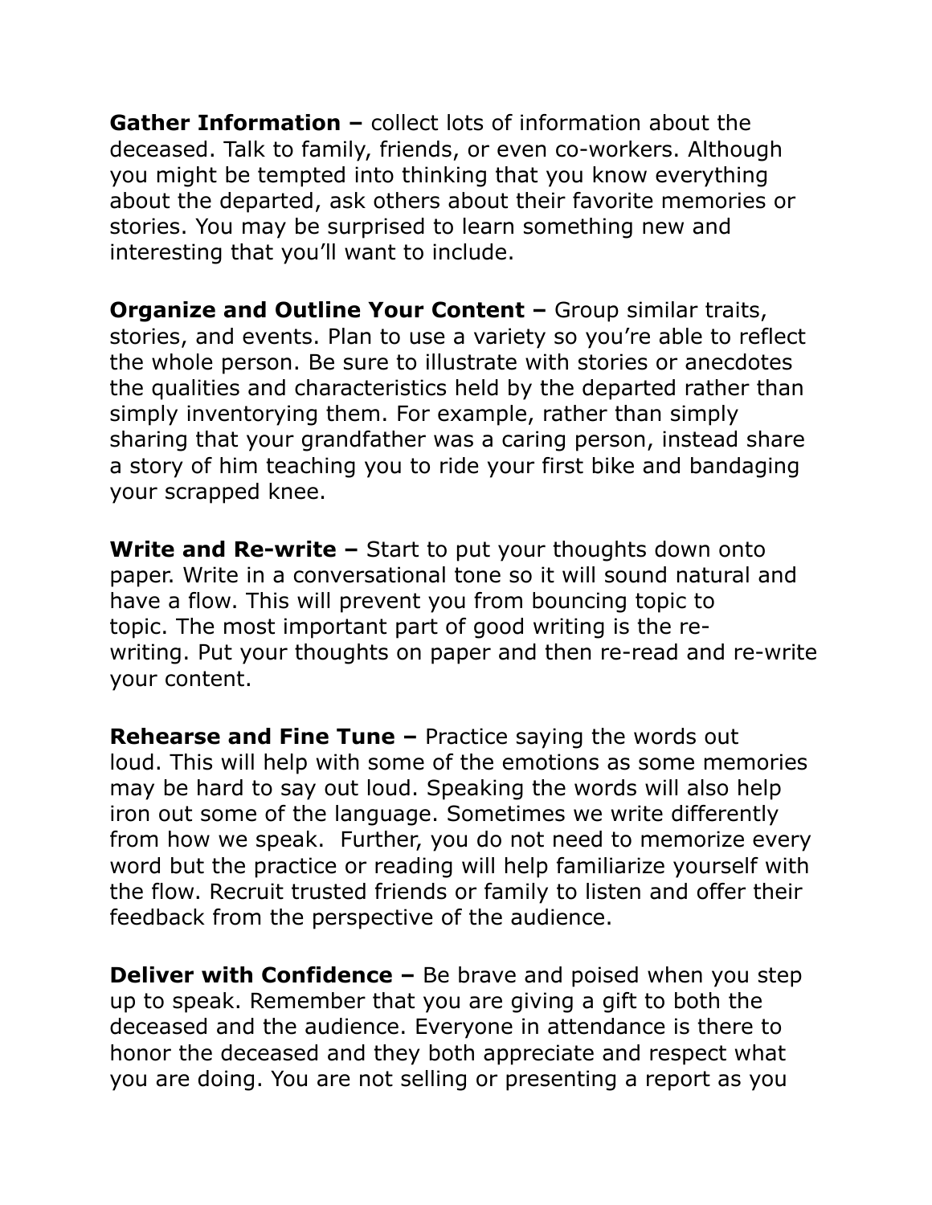**Gather Information –** collect lots of information about the deceased. Talk to family, friends, or even co-workers. Although you might be tempted into thinking that you know everything about the departed, ask others about their favorite memories or stories. You may be surprised to learn something new and interesting that you'll want to include.

**Organize and Outline Your Content –** Group similar traits, stories, and events. Plan to use a variety so you're able to reflect the whole person. Be sure to illustrate with stories or anecdotes the qualities and characteristics held by the departed rather than simply inventorying them. For example, rather than simply sharing that your grandfather was a caring person, instead share a story of him teaching you to ride your first bike and bandaging your scrapped knee.

**Write and Re-write –** Start to put your thoughts down onto paper. Write in a conversational tone so it will sound natural and have a flow. This will prevent you from bouncing topic to topic. The most important part of good writing is the re-writing. Put your thoughts on paper and then re-read and re-write your content.

**Rehearse and Fine Tune –** Practice saying the words out loud. This will help with some of the emotions as some memories may be hard to say out loud. Speaking the words will also help iron out some of the language. Sometimes we write differently from how we speak. Further, you do not need to memorize every word but the practice or reading will help familiarize yourself with the flow. Recruit trusted friends or family to listen and offer their feedback from the perspective of the audience.

**Deliver with Confidence –** Be brave and poised when you step up to speak. Remember that you are giving a gift to both the deceased and the audience. Everyone in attendance is there to honor the deceased and they both appreciate and respect what you are doing. You are not selling or presenting a report as you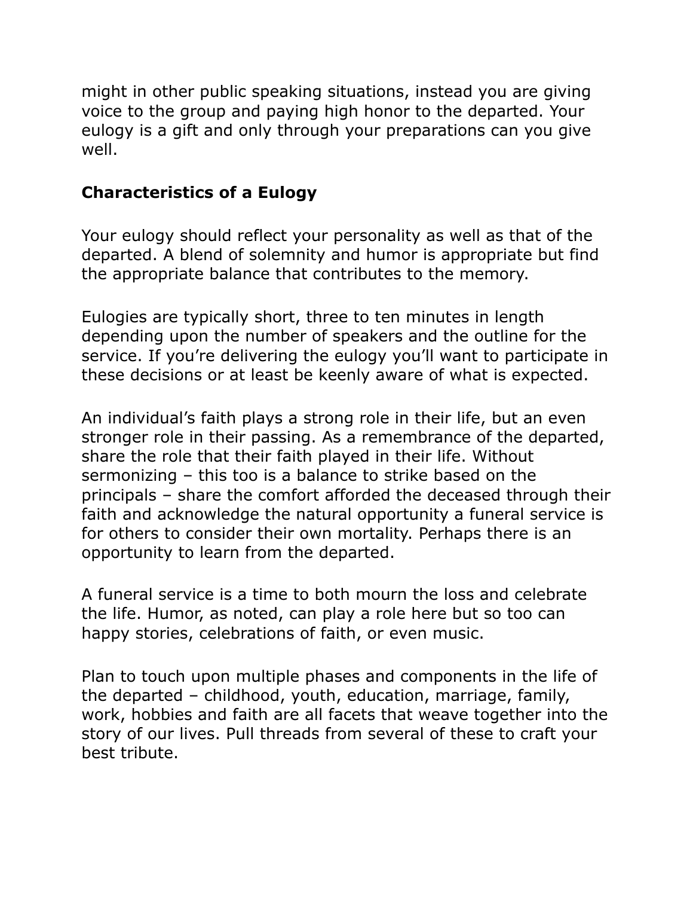might in other public speaking situations, instead you are giving voice to the group and paying high honor to the departed. Your eulogy is a gift and only through your preparations can you give well.

## Characteristics of a Eulogy

Your eulogy should reflect your personality as well as that of the departed. A blend of solemnity and humor is appropriate but find the appropriate balance that contributes to the memory.

Eulogies are typically short, three to ten minutes in length depending upon the number of speakers and the outline for the service. If you're delivering the eulogy you'll want to participate in these decisions or at least be keenly aware of what is expected.

An individual's faith plays a strong role in their life, but an even stronger role in their passing. As a remembrance of the departed, share the role that their faith played in their life. Without sermonizing – this too is a balance to strike based on the principals – share the comfort afforded the deceased through their faith and acknowledge the natural opportunity a funeral service is for others to consider their own mortality. Perhaps there is an opportunity to learn from the departed.

A funeral service is a time to both mourn the loss and celebrate the life. Humor, as noted, can play a role here but so too can happy stories, celebrations of faith, or even music.

Plan to touch upon multiple phases and components in the life of the departed – childhood, youth, education, marriage, family, work, hobbies and faith are all facets that weave together into the story of our lives. Pull threads from several of these to craft your best tribute.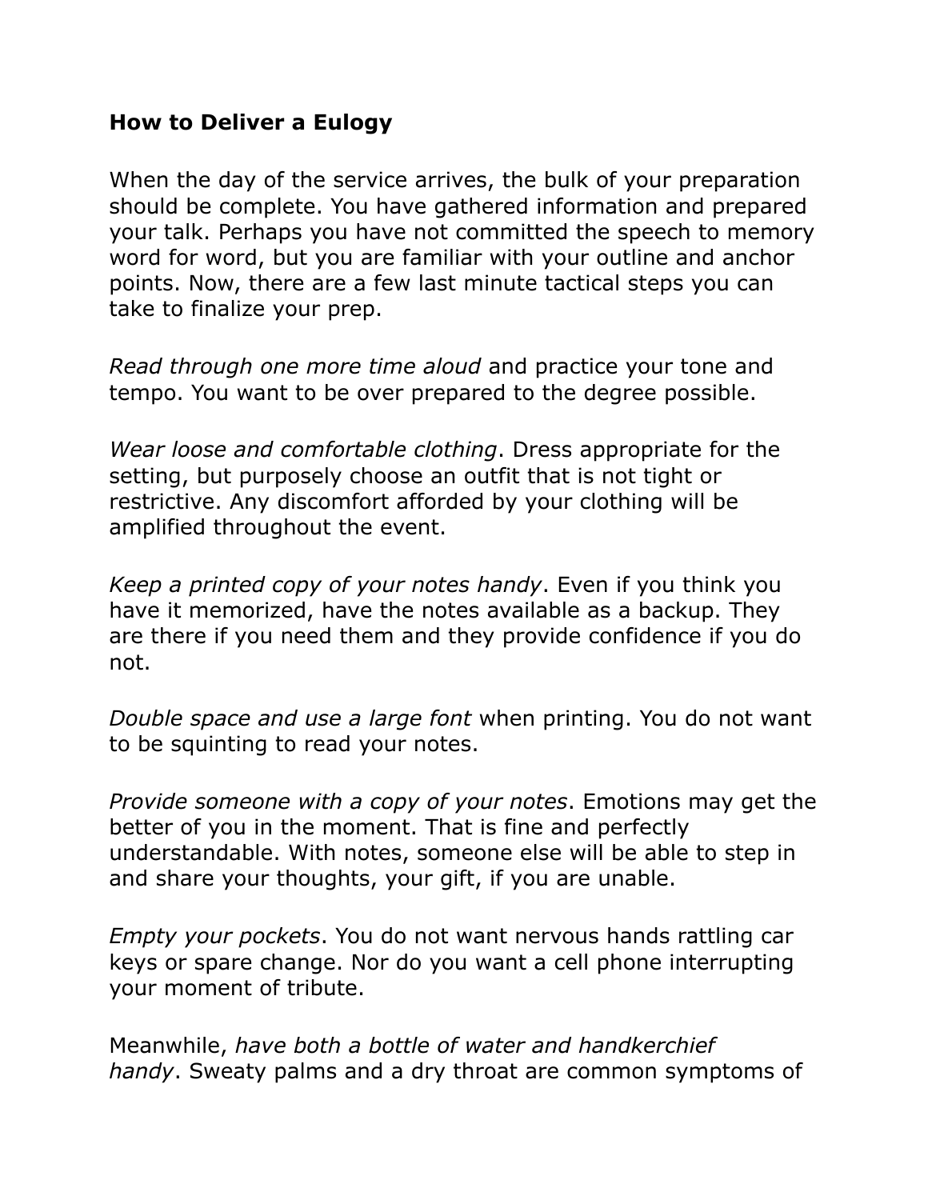**How to Deliver a Eulogy**

When the day of the service arrives, the bulk of your preparation should be complete. You have gathered information and prepared your talk. Perhaps you have not committed the speech to memory word for word, but you are familiar with your outline and anchor points. Now, there are a few last minute tactical steps you can take to finalize your prep.

*Read through one more time aloud* and practice your tone and tempo. You want to be over prepared to the degree possible.

*Wear loose and comfortable clothing*. Dress appropriate for the setting, but purposely choose an outfit that is not tight or restrictive. Any discomfort afforded by your clothing will be amplified throughout the event.

*Keep a printed copy of your notes handy*. Even if you think you have it memorized, have the notes available as a backup. They are there if you need them and they provide confidence if you do not.

*Double space and use a large font* when printing. You do not want to be squinting to read your notes.

*Provide someone with a copy of your notes*. Emotions may get the better of you in the moment. That is fine and perfectly understandable. With notes, someone else will be able to step in and share your thoughts, your gift, if you are unable.

*Empty your pockets*. You do not want nervous hands rattling car keys or spare change. Nor do you want a cell phone interrupting your moment of tribute.

Meanwhile, *have both a bottle of water and handkerchief handy*. Sweaty palms and a dry throat are common symptoms of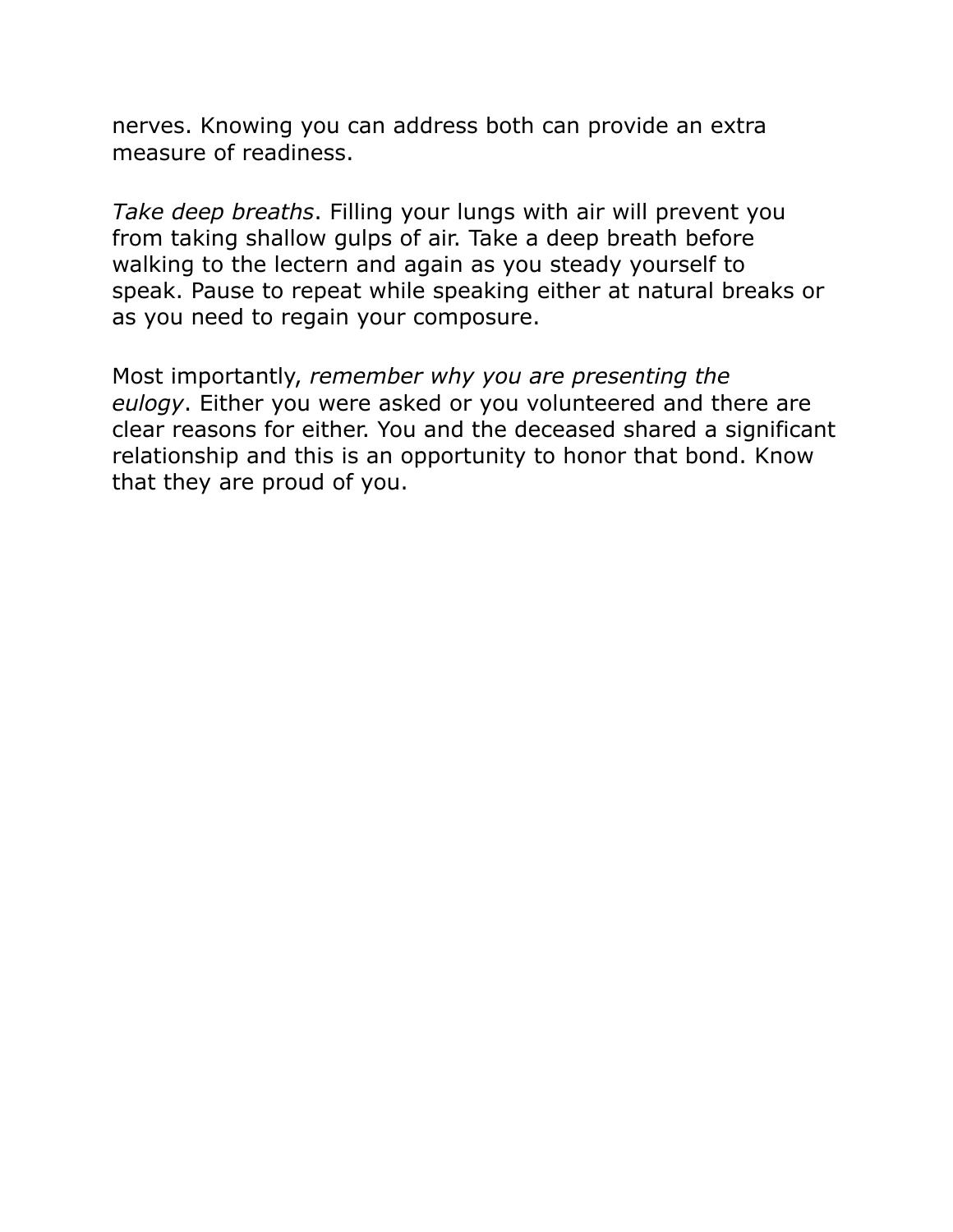nerves. Knowing you can address both can provide an extra measure of readiness.

*Take deep breaths*. Filling your lungs with air will prevent you from taking shallow gulps of air. Take a deep breath before walking to the lectern and again as you steady yourself to speak. Pause to repeat while speaking either at natural breaks or as you need to regain your composure.

Most importantly, *remember why you are presenting the eulogy*. Either you were asked or you volunteered and there are clear reasons for either. You and the deceased shared a significant relationship and this is an opportunity to honor that bond. Know that they are proud of you.